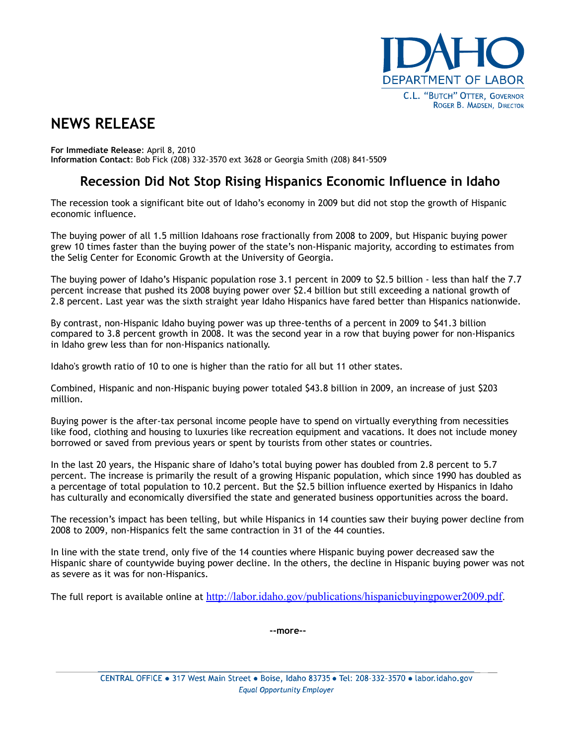IDAHO DEPARTMENT OF LABOR

C.L. "BUTCH" OTTER, GOVERNOR
ROGER B. MADSEN, DIRECTOR

# NEWS RELEASE

**For Immediate Release**: April 8, 2010
**Information Contact**: Bob Fick (208) 332-3570 ext 3628 or Georgia Smith (208) 841-5509

## Recession Did Not Stop Rising Hispanics Economic Influence in Idaho

The recession took a significant bite out of Idaho's economy in 2009 but did not stop the growth of Hispanic economic influence.

The buying power of all 1.5 million Idahoans rose fractionally from 2008 to 2009, but Hispanic buying power grew 10 times faster than the buying power of the state's non-Hispanic majority, according to estimates from the Selig Center for Economic Growth at the University of Georgia.

The buying power of Idaho's Hispanic population rose 3.1 percent in 2009 to $2.5 billion - less than half the 7.7 percent increase that pushed its 2008 buying power over $2.4 billion but still exceeding a national growth of 2.8 percent. Last year was the sixth straight year Idaho Hispanics have fared better than Hispanics nationwide.

By contrast, non-Hispanic Idaho buying power was up three-tenths of a percent in 2009 to $41.3 billion compared to 3.8 percent growth in 2008. It was the second year in a row that buying power for non-Hispanics in Idaho grew less than for non-Hispanics nationally.

Idaho's growth ratio of 10 to one is higher than the ratio for all but 11 other states.

Combined, Hispanic and non-Hispanic buying power totaled $43.8 billion in 2009, an increase of just $203 million.

Buying power is the after-tax personal income people have to spend on virtually everything from necessities like food, clothing and housing to luxuries like recreation equipment and vacations. It does not include money borrowed or saved from previous years or spent by tourists from other states or countries.

In the last 20 years, the Hispanic share of Idaho's total buying power has doubled from 2.8 percent to 5.7 percent. The increase is primarily the result of a growing Hispanic population, which since 1990 has doubled as a percentage of total population to 10.2 percent. But the $2.5 billion influence exerted by Hispanics in Idaho has culturally and economically diversified the state and generated business opportunities across the board.

The recession's impact has been telling, but while Hispanics in 14 counties saw their buying power decline from 2008 to 2009, non-Hispanics felt the same contraction in 31 of the 44 counties.

In line with the state trend, only five of the 14 counties where Hispanic buying power decreased saw the Hispanic share of countywide buying power decline. In the others, the decline in Hispanic buying power was not as severe as it was for non-Hispanics.

The full report is available online at http://labor.idaho.gov/publications/hispanicbuyingpower2009.pdf.

--more--

CENTRAL OFFICE • 317 West Main Street • Boise, Idaho 83735 • Tel: 208-332-3570 • labor.idaho.gov
*Equal Opportunity Employer*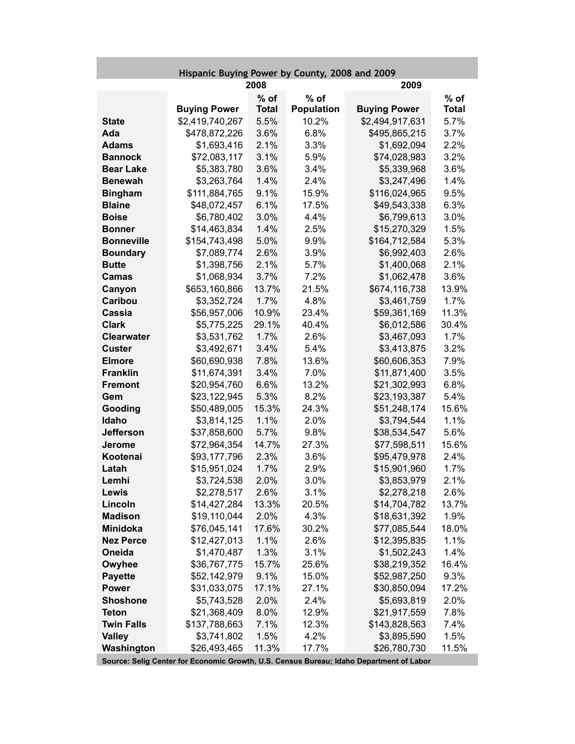| Hispanic Buying Power by County, 2008 and 2009 | | | | | |
|---|---|---|---|---|---|
| | 2008 | | | 2009 | |
| | Buying Power | % of Total | % of Population | Buying Power | % of Total |
| **State** | $2,419,740,267 | 5.5% | 10.2% | $2,494,917,631 | 5.7% |
| **Ada** | $478,872,226 | 3.6% | 6.8% | $495,865,215 | 3.7% |
| **Adams** | $1,693,416 | 2.1% | 3.3% | $1,692,094 | 2.2% |
| **Bannock** | $72,083,117 | 3.1% | 5.9% | $74,028,983 | 3.2% |
| **Bear Lake** | $5,383,780 | 3.6% | 3.4% | $5,339,968 | 3.6% |
| **Benewah** | $3,263,764 | 1.4% | 2.4% | $3,247,496 | 1.4% |
| **Bingham** | $111,884,765 | 9.1% | 15.9% | $116,024,965 | 9.5% |
| **Blaine** | $48,072,457 | 6.1% | 17.5% | $49,543,338 | 6.3% |
| **Boise** | $6,780,402 | 3.0% | 4.4% | $6,799,613 | 3.0% |
| **Bonner** | $14,463,834 | 1.4% | 2.5% | $15,270,329 | 1.5% |
| **Bonneville** | $154,743,498 | 5.0% | 9.9% | $164,712,584 | 5.3% |
| **Boundary** | $7,089,774 | 2.6% | 3.9% | $6,992,403 | 2.6% |
| **Butte** | $1,398,756 | 2.1% | 5.7% | $1,400,068 | 2.1% |
| **Camas** | $1,068,934 | 3.7% | 7.2% | $1,062,478 | 3.6% |
| **Canyon** | $653,160,866 | 13.7% | 21.5% | $674,116,738 | 13.9% |
| **Caribou** | $3,352,724 | 1.7% | 4.8% | $3,461,759 | 1.7% |
| **Cassia** | $56,957,006 | 10.9% | 23.4% | $59,361,169 | 11.3% |
| **Clark** | $5,775,225 | 29.1% | 40.4% | $6,012,586 | 30.4% |
| **Clearwater** | $3,531,762 | 1.7% | 2.6% | $3,467,093 | 1.7% |
| **Custer** | $3,492,671 | 3.4% | 5.4% | $3,413,875 | 3.2% |
| **Elmore** | $60,690,938 | 7.8% | 13.6% | $60,606,353 | 7.9% |
| **Franklin** | $11,674,391 | 3.4% | 7.0% | $11,871,400 | 3.5% |
| **Fremont** | $20,954,760 | 6.6% | 13.2% | $21,302,993 | 6.8% |
| **Gem** | $23,122,945 | 5.3% | 8.2% | $23,193,387 | 5.4% |
| **Gooding** | $50,489,005 | 15.3% | 24.3% | $51,248,174 | 15.6% |
| **Idaho** | $3,814,125 | 1.1% | 2.0% | $3,794,544 | 1.1% |
| **Jefferson** | $37,858,600 | 5.7% | 9.8% | $38,534,547 | 5.6% |
| **Jerome** | $72,964,354 | 14.7% | 27.3% | $77,598,511 | 15.6% |
| **Kootenai** | $93,177,796 | 2.3% | 3.6% | $95,479,978 | 2.4% |
| **Latah** | $15,951,024 | 1.7% | 2.9% | $15,901,960 | 1.7% |
| **Lemhi** | $3,724,538 | 2.0% | 3.0% | $3,853,979 | 2.1% |
| **Lewis** | $2,278,517 | 2.6% | 3.1% | $2,278,218 | 2.6% |
| **Lincoln** | $14,427,284 | 13.3% | 20.5% | $14,704,782 | 13.7% |
| **Madison** | $19,110,044 | 2.0% | 4.3% | $18,631,392 | 1.9% |
| **Minidoka** | $76,045,141 | 17.6% | 30.2% | $77,085,544 | 18.0% |
| **Nez Perce** | $12,427,013 | 1.1% | 2.6% | $12,395,835 | 1.1% |
| **Oneida** | $1,470,487 | 1.3% | 3.1% | $1,502,243 | 1.4% |
| **Owyhee** | $36,767,775 | 15.7% | 25.6% | $38,219,352 | 16.4% |
| **Payette** | $52,142,979 | 9.1% | 15.0% | $52,987,250 | 9.3% |
| **Power** | $31,033,075 | 17.1% | 27.1% | $30,850,094 | 17.2% |
| **Shoshone** | $5,743,528 | 2.0% | 2.4% | $5,693,819 | 2.0% |
| **Teton** | $21,368,409 | 8.0% | 12.9% | $21,917,559 | 7.8% |
| **Twin Falls** | $137,788,663 | 7.1% | 12.3% | $143,828,563 | 7.4% |
| **Valley** | $3,741,802 | 1.5% | 4.2% | $3,895,590 | 1.5% |
| **Washington** | $26,493,465 | 11.3% | 17.7% | $26,780,730 | 11.5% |

**Source: Selig Center for Economic Growth, U.S. Census Bureau; Idaho Department of Labor**